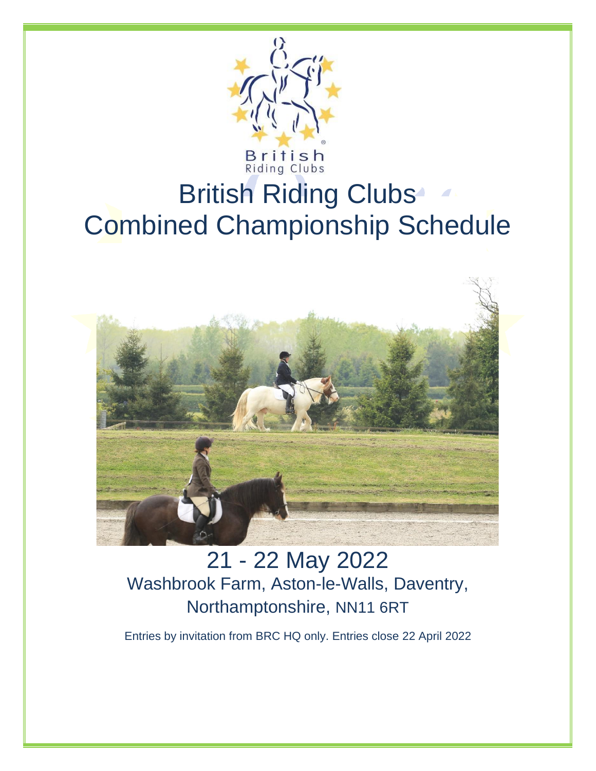British Riding Clubs

# British Riding Clubs Combined Championship Schedule

## 21 - 22 May 2022

Washbrook Farm, Aston-le-Walls, Daventry, Northamptonshire, NN11 6RT

Entries by invitation from BRC HQ only. Entries close 22 April 2022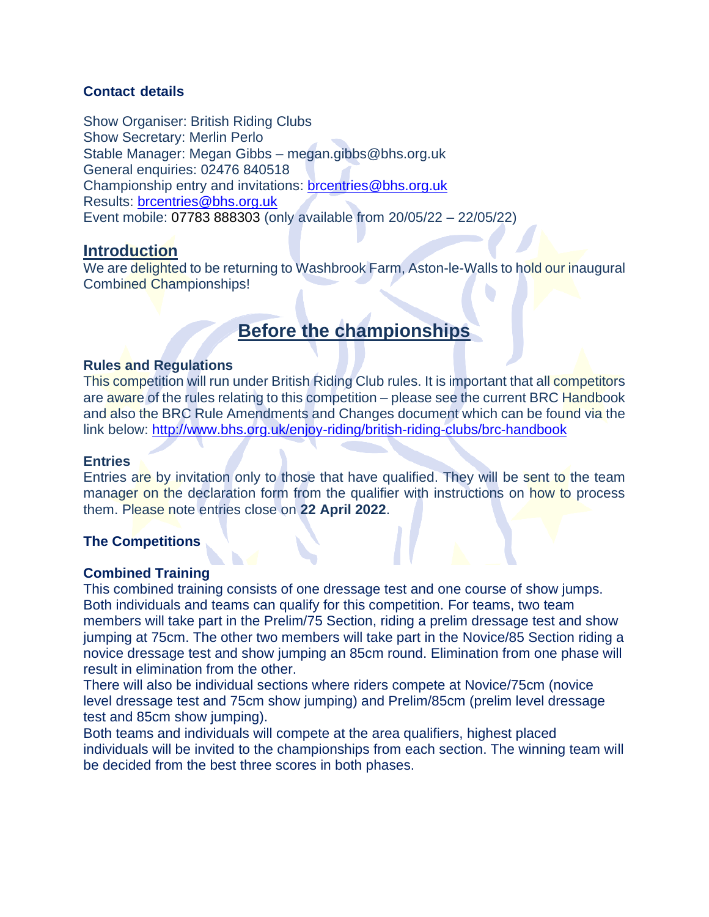### Contact details

Show Organiser: British Riding Clubs
Show Secretary: Merlin Perlo
Stable Manager: Megan Gibbs – megan.gibbs@bhs.org.uk
General enquiries: 02476 840518
Championship entry and invitations: brcentries@bhs.org.uk
Results: brcentries@bhs.org.uk
Event mobile: 07783 888303 (only available from 20/05/22 – 22/05/22)

## Introduction

We are delighted to be returning to Washbrook Farm, Aston-le-Walls to hold our inaugural Combined Championships!

## Before the championships

### Rules and Regulations

This competition will run under British Riding Club rules. It is important that all competitors are aware of the rules relating to this competition – please see the current BRC Handbook and also the BRC Rule Amendments and Changes document which can be found via the link below: http://www.bhs.org.uk/enjoy-riding/british-riding-clubs/brc-handbook

### Entries

Entries are by invitation only to those that have qualified. They will be sent to the team manager on the declaration form from the qualifier with instructions on how to process them. Please note entries close on **22 April 2022**.

### The Competitions

### Combined Training

This combined training consists of one dressage test and one course of show jumps. Both individuals and teams can qualify for this competition. For teams, two team members will take part in the Prelim/75 Section, riding a prelim dressage test and show jumping at 75cm. The other two members will take part in the Novice/85 Section riding a novice dressage test and show jumping an 85cm round. Elimination from one phase will result in elimination from the other.

There will also be individual sections where riders compete at Novice/75cm (novice level dressage test and 75cm show jumping) and Prelim/85cm (prelim level dressage test and 85cm show jumping).

Both teams and individuals will compete at the area qualifiers, highest placed individuals will be invited to the championships from each section. The winning team will be decided from the best three scores in both phases.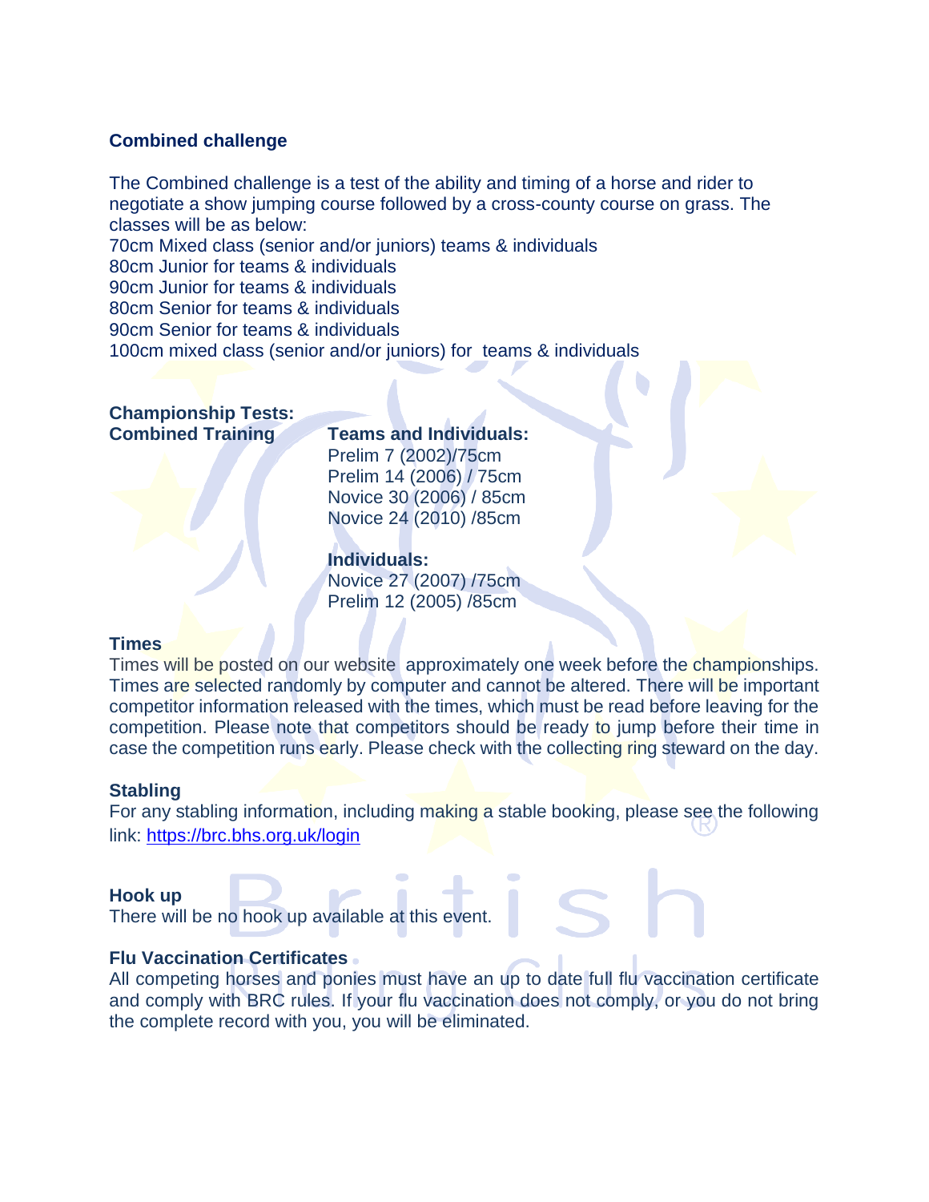**Combined challenge**

The Combined challenge is a test of the ability and timing of a horse and rider to negotiate a show jumping course followed by a cross-county course on grass. The classes will be as below:
70cm Mixed class (senior and/or juniors) teams & individuals
80cm Junior for teams & individuals
90cm Junior for teams & individuals
80cm Senior for teams & individuals
90cm Senior for teams & individuals
100cm mixed class (senior and/or juniors) for teams & individuals

**Championship Tests:**
**Combined Training**

**Teams and Individuals:**
Prelim 7 (2002)/75cm
Prelim 14 (2006) / 75cm
Novice 30 (2006) / 85cm
Novice 24 (2010) /85cm

**Individuals:**
Novice 27 (2007) /75cm
Prelim 12 (2005) /85cm

**Times**
Times will be posted on our website approximately one week before the championships. Times are selected randomly by computer and cannot be altered. There will be important competitor information released with the times, which must be read before leaving for the competition. Please note that competitors should be ready to jump before their time in case the competition runs early. Please check with the collecting ring steward on the day.

**Stabling**
For any stabling information, including making a stable booking, please see the following link: https://brc.bhs.org.uk/login

**Hook up**
There will be no hook up available at this event.

**Flu Vaccination Certificates**
All competing horses and ponies must have an up to date full flu vaccination certificate and comply with BRC rules. If your flu vaccination does not comply, or you do not bring the complete record with you, you will be eliminated.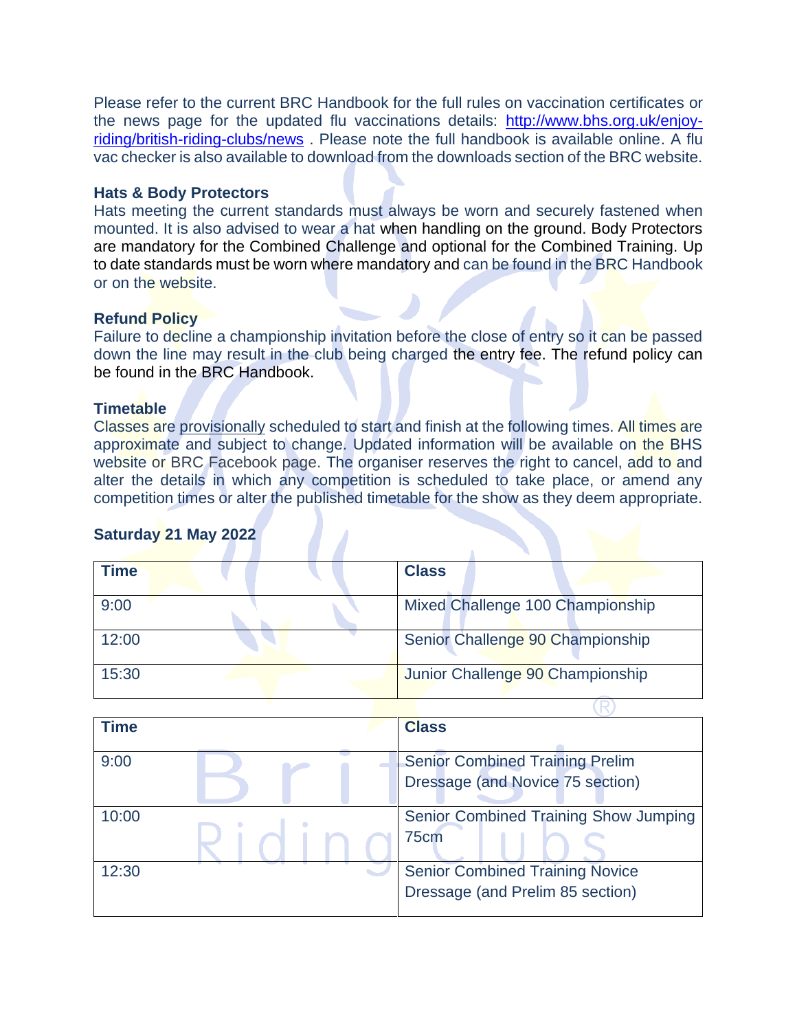Please refer to the current BRC Handbook for the full rules on vaccination certificates or the news page for the updated flu vaccinations details: [http://www.bhs.org.uk/enjoy-riding/british-riding-clubs/news](http://www.bhs.org.uk/enjoy-riding/british-riding-clubs/news) . Please note the full handbook is available online. A flu vac checker is also available to download from the downloads section of the BRC website.

### Hats & Body Protectors

Hats meeting the current standards must always be worn and securely fastened when mounted. It is also advised to wear a hat when handling on the ground. Body Protectors are mandatory for the Combined Challenge and optional for the Combined Training. Up to date standards must be worn where mandatory and can be found in the BRC Handbook or on the website.

### Refund Policy

Failure to decline a championship invitation before the close of entry so it can be passed down the line may result in the club being charged the entry fee. The refund policy can be found in the BRC Handbook.

### Timetable

Classes are provisionally scheduled to start and finish at the following times. All times are approximate and subject to change. Updated information will be available on the BHS website or BRC Facebook page. The organiser reserves the right to cancel, add to and alter the details in which any competition is scheduled to take place, or amend any competition times or alter the published timetable for the show as they deem appropriate.

### Saturday 21 May 2022

| Time | Class |
|---|---|
| 9:00 | Mixed Challenge 100 Championship |
| 12:00 | Senior Challenge 90 Championship |
| 15:30 | Junior Challenge 90 Championship |

| Time | Class |
|---|---|
| 9:00 | Senior Combined Training Prelim Dressage (and Novice 75 section) |
| 10:00 | Senior Combined Training Show Jumping 75cm |
| 12:30 | Senior Combined Training Novice Dressage (and Prelim 85 section) |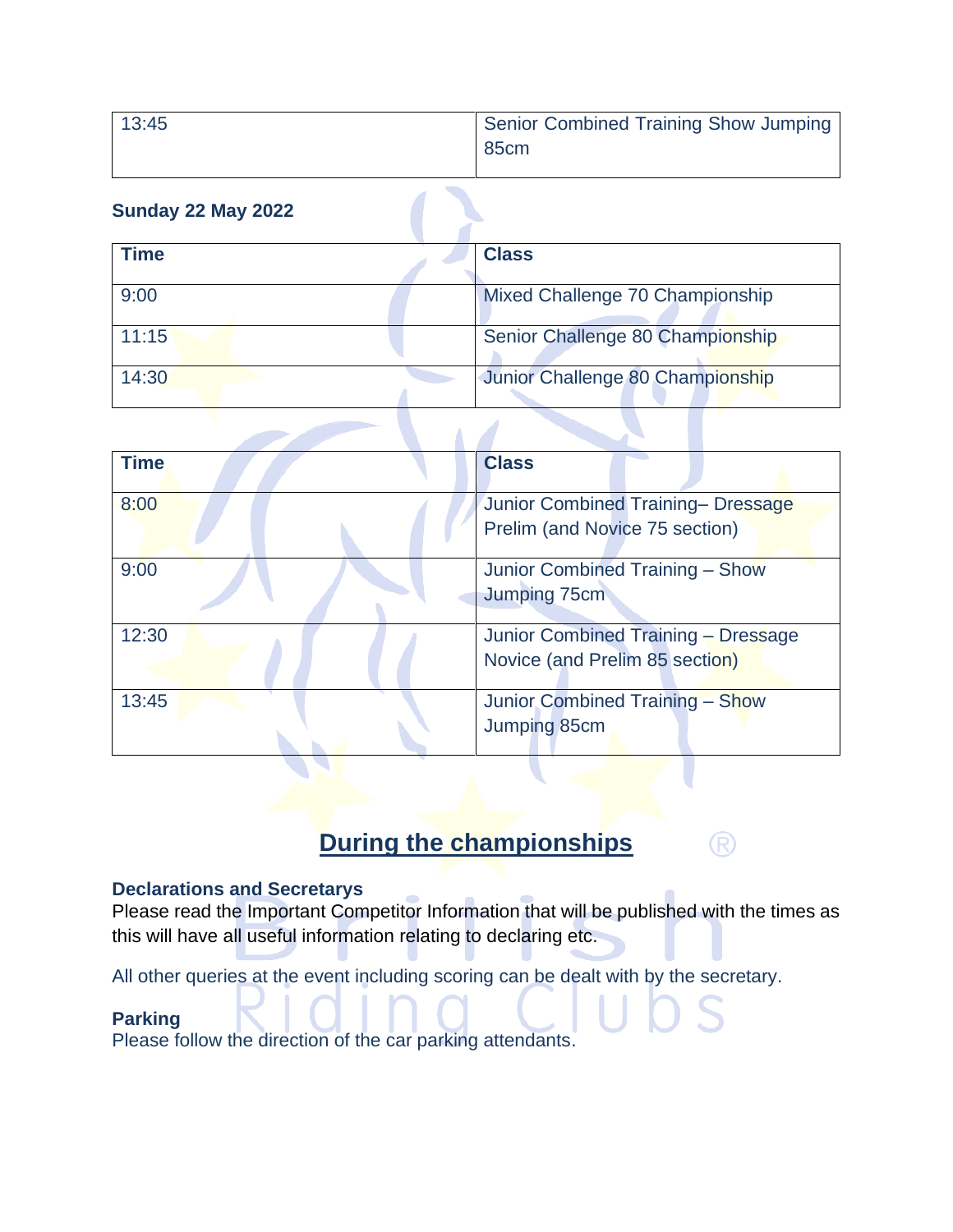| 13:45 | Senior Combined Training Show Jumping 85cm |
|---|---|

**Sunday 22 May 2022**

| Time | Class |
|---|---|
| 9:00 | Mixed Challenge 70 Championship |
| 11:15 | Senior Challenge 80 Championship |
| 14:30 | Junior Challenge 80 Championship |

| Time | Class |
|---|---|
| 8:00 | Junior Combined Training– Dressage Prelim (and Novice 75 section) |
| 9:00 | Junior Combined Training – Show Jumping 75cm |
| 12:30 | Junior Combined Training – Dressage Novice (and Prelim 85 section) |
| 13:45 | Junior Combined Training – Show Jumping 85cm |

## During the championships

**Declarations and Secretarys**

Please read the Important Competitor Information that will be published with the times as this will have all useful information relating to declaring etc.

All other queries at the event including scoring can be dealt with by the secretary.

**Parking**

Please follow the direction of the car parking attendants.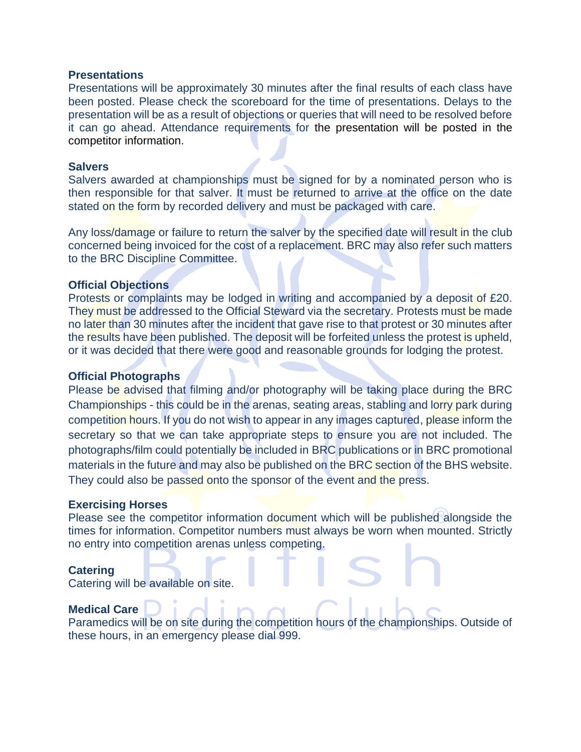**Presentations**

Presentations will be approximately 30 minutes after the final results of each class have been posted. Please check the scoreboard for the time of presentations. Delays to the presentation will be as a result of objections or queries that will need to be resolved before it can go ahead. Attendance requirements for the presentation will be posted in the competitor information.

**Salvers**

Salvers awarded at championships must be signed for by a nominated person who is then responsible for that salver. It must be returned to arrive at the office on the date stated on the form by recorded delivery and must be packaged with care.

Any loss/damage or failure to return the salver by the specified date will result in the club concerned being invoiced for the cost of a replacement. BRC may also refer such matters to the BRC Discipline Committee.

**Official Objections**

Protests or complaints may be lodged in writing and accompanied by a deposit of £20. They must be addressed to the Official Steward via the secretary. Protests must be made no later than 30 minutes after the incident that gave rise to that protest or 30 minutes after the results have been published. The deposit will be forfeited unless the protest is upheld, or it was decided that there were good and reasonable grounds for lodging the protest.

**Official Photographs**

Please be advised that filming and/or photography will be taking place during the BRC Championships - this could be in the arenas, seating areas, stabling and lorry park during competition hours. If you do not wish to appear in any images captured, please inform the secretary so that we can take appropriate steps to ensure you are not included. The photographs/film could potentially be included in BRC publications or in BRC promotional materials in the future and may also be published on the BRC section of the BHS website. They could also be passed onto the sponsor of the event and the press.

**Exercising Horses**

Please see the competitor information document which will be published alongside the times for information. Competitor numbers must always be worn when mounted. Strictly no entry into competition arenas unless competing.

**Catering**

Catering will be available on site.

**Medical Care**

Paramedics will be on site during the competition hours of the championships. Outside of these hours, in an emergency please dial 999.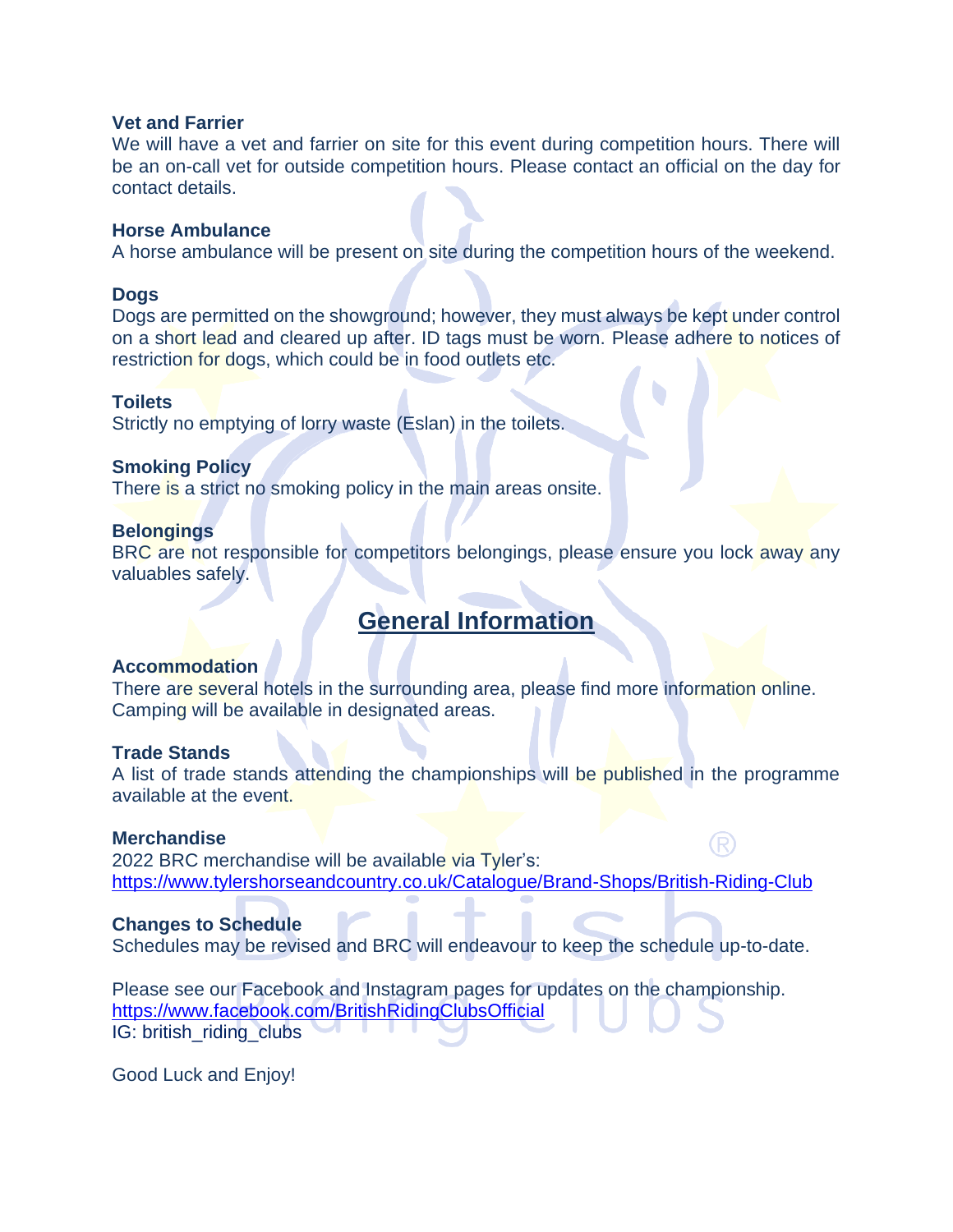**Vet and Farrier**

We will have a vet and farrier on site for this event during competition hours. There will be an on-call vet for outside competition hours. Please contact an official on the day for contact details.

**Horse Ambulance**

A horse ambulance will be present on site during the competition hours of the weekend.

**Dogs**

Dogs are permitted on the showground; however, they must always be kept under control on a short lead and cleared up after. ID tags must be worn. Please adhere to notices of restriction for dogs, which could be in food outlets etc.

**Toilets**

Strictly no emptying of lorry waste (Eslan) in the toilets.

**Smoking Policy**

There is a strict no smoking policy in the main areas onsite.

**Belongings**

BRC are not responsible for competitors belongings, please ensure you lock away any valuables safely.

## General Information

**Accommodation**

There are several hotels in the surrounding area, please find more information online. Camping will be available in designated areas.

**Trade Stands**

A list of trade stands attending the championships will be published in the programme available at the event.

**Merchandise**

2022 BRC merchandise will be available via Tyler's:
https://www.tylershorseandcountry.co.uk/Catalogue/Brand-Shops/British-Riding-Club

**Changes to Schedule**

Schedules may be revised and BRC will endeavour to keep the schedule up-to-date.

Please see our Facebook and Instagram pages for updates on the championship.
https://www.facebook.com/BritishRidingClubsOfficial
IG: british_riding_clubs

Good Luck and Enjoy!